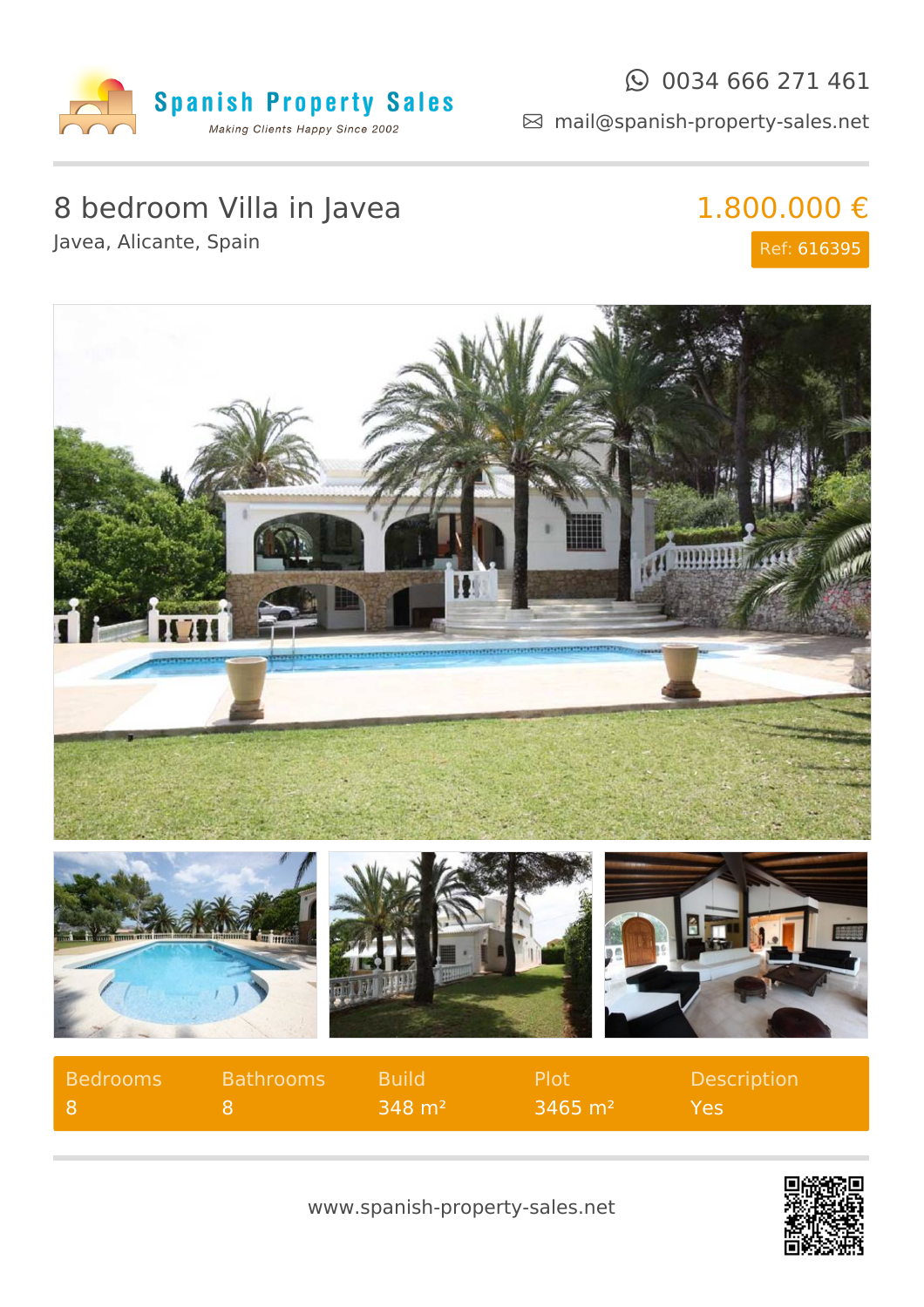**Spanish Property Sales**
*Making Clients Happy Since 2002*

0034 666 271 461
mail@spanish-property-sales.net

# 8 bedroom Villa in Javea

Javea, Alicante, Spain

**1.800.000 €**

Ref: 616395

| Bedrooms | Bathrooms | Build | Plot | Description |
|---|---|---|---|---|
| 8 | 8 | 348 m² | 3465 m² | Yes |

www.spanish-property-sales.net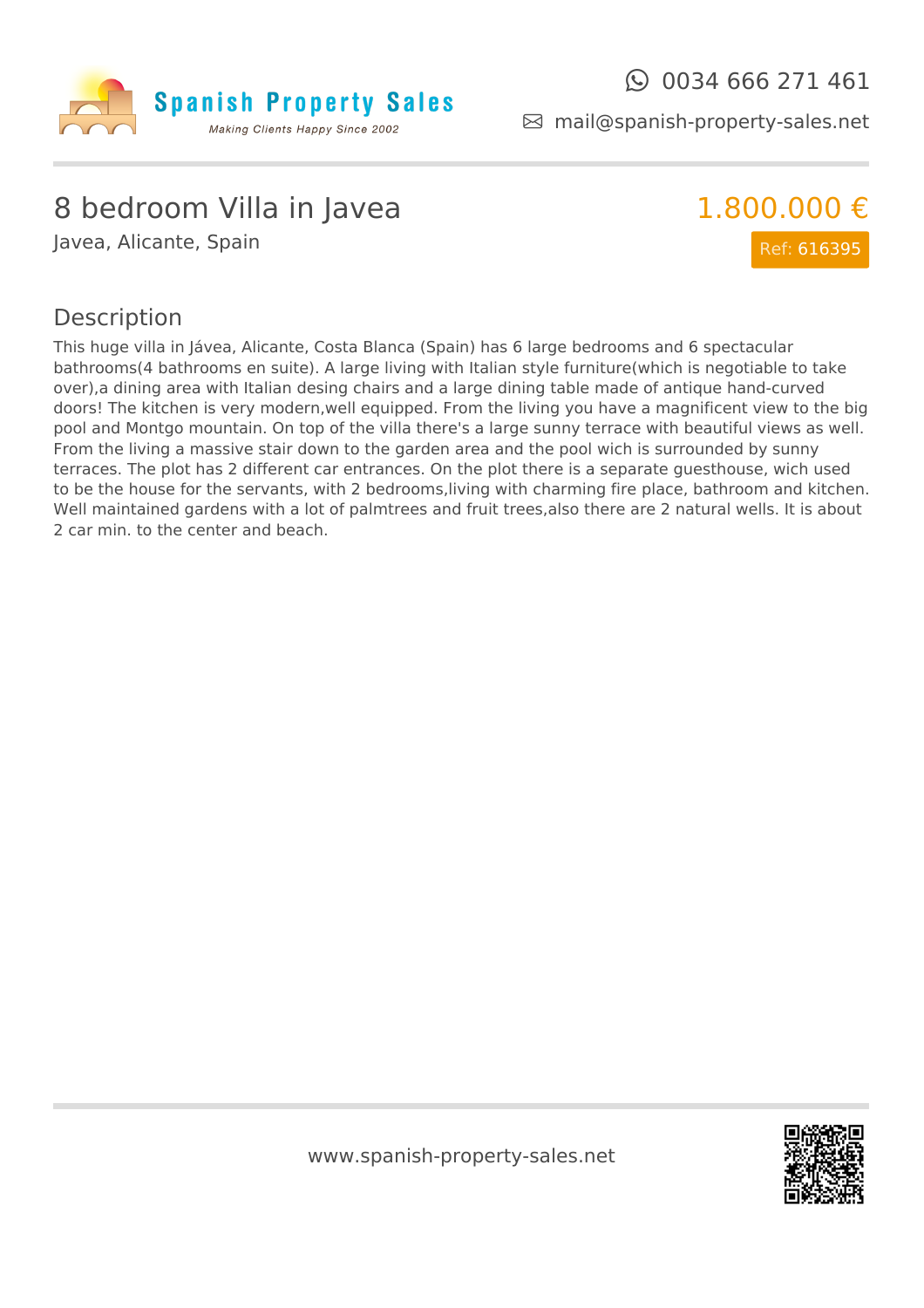Spanish Property Sales

*Making Clients Happy Since 2002*

0034 666 271 461

mail@spanish-property-sales.net

# 8 bedroom Villa in Javea

Javea, Alicante, Spain

**1.800.000 €**

Ref: 616395

## Description

This huge villa in Jávea, Alicante, Costa Blanca (Spain) has 6 large bedrooms and 6 spectacular bathrooms(4 bathrooms en suite). A large living with Italian style furniture(which is negotiable to take over),a dining area with Italian desing chairs and a large dining table made of antique hand-curved doors! The kitchen is very modern,well equipped. From the living you have a magnificent view to the big pool and Montgo mountain. On top of the villa there's a large sunny terrace with beautiful views as well. From the living a massive stair down to the garden area and the pool wich is surrounded by sunny terraces. The plot has 2 different car entrances. On the plot there is a separate guesthouse, wich used to be the house for the servants, with 2 bedrooms,living with charming fire place, bathroom and kitchen. Well maintained gardens with a lot of palmtrees and fruit trees,also there are 2 natural wells. It is about 2 car min. to the center and beach.

www.spanish-property-sales.net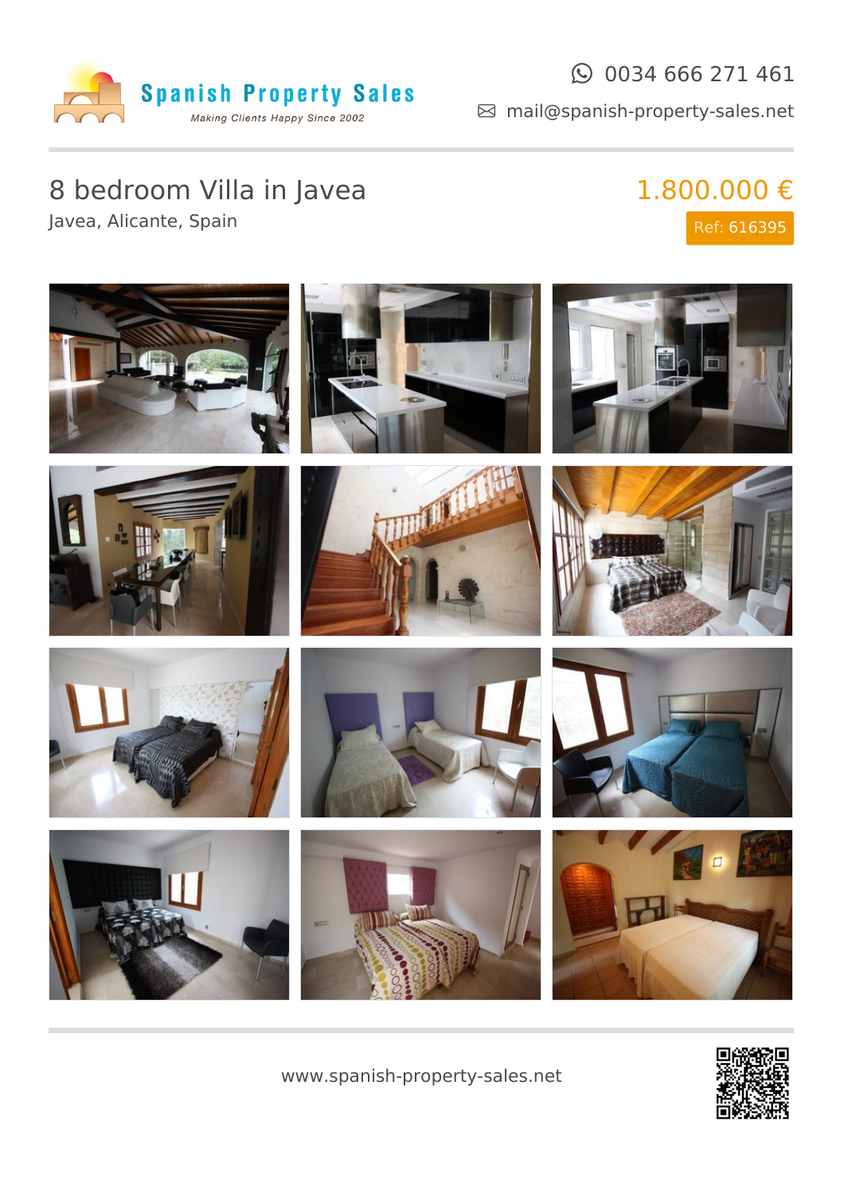Spanish Property Sales

*Making Clients Happy Since 2002*

0034 666 271 461

mail@spanish-property-sales.net

# 8 bedroom Villa in Javea

Javea, Alicante, Spain

1.800.000 €

Ref: 616395

www.spanish-property-sales.net